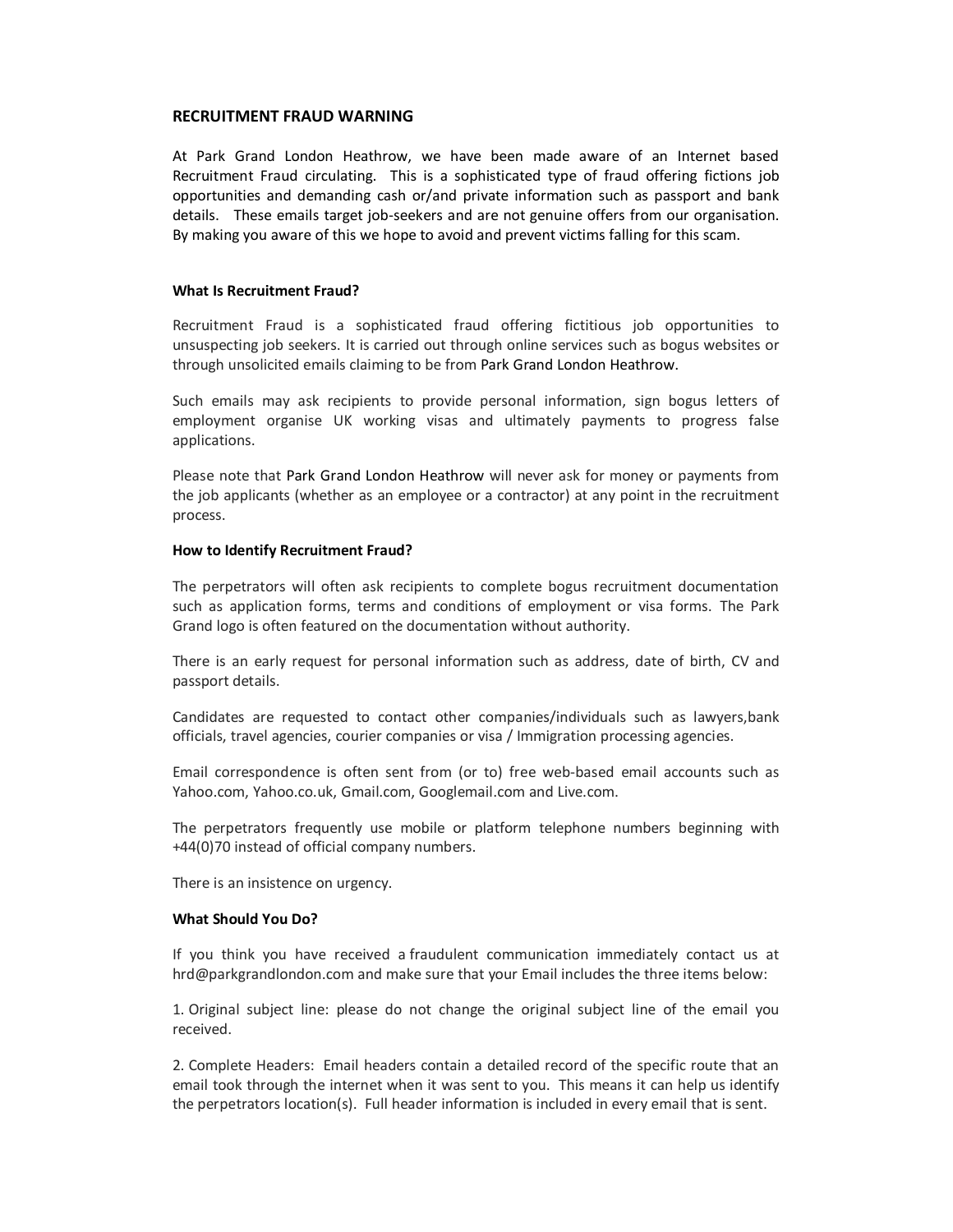## RECRUITMENT FRAUD WARNING

At Park Grand London Heathrow, we have been made aware of an Internet based Recruitment Fraud circulating. This is a sophisticated type of fraud offering fictions job opportunities and demanding cash or/and private information such as passport and bank details. These emails target job-seekers and are not genuine offers from our organisation. By making you aware of this we hope to avoid and prevent victims falling for this scam.

### What Is Recruitment Fraud?

Recruitment Fraud is a sophisticated fraud offering fictitious job opportunities to unsuspecting job seekers. It is carried out through online services such as bogus websites or through unsolicited emails claiming to be from Park Grand London Heathrow.

Such emails may ask recipients to provide personal information, sign bogus letters of employment organise UK working visas and ultimately payments to progress false applications.

Please note that Park Grand London Heathrow will never ask for money or payments from the job applicants (whether as an employee or a contractor) at any point in the recruitment process.

### How to Identify Recruitment Fraud?

The perpetrators will often ask recipients to complete bogus recruitment documentation such as application forms, terms and conditions of employment or visa forms. The Park Grand logo is often featured on the documentation without authority.

There is an early request for personal information such as address, date of birth, CV and passport details.

Candidates are requested to contact other companies/individuals such as lawyers,bank officials, travel agencies, courier companies or visa / Immigration processing agencies.

Email correspondence is often sent from (or to) free web-based email accounts such as Yahoo.com, Yahoo.co.uk, Gmail.com, Googlemail.com and Live.com.

The perpetrators frequently use mobile or platform telephone numbers beginning with +44(0)70 instead of official company numbers.

There is an insistence on urgency.

### What Should You Do?

If you think you have received a fraudulent communication immediately contact us at hrd@parkgrandlondon.com and make sure that your Email includes the three items below:

1. Original subject line: please do not change the original subject line of the email you received.

2. Complete Headers: Email headers contain a detailed record of the specific route that an email took through the internet when it was sent to you. This means it can help us identify the perpetrators location(s). Full header information is included in every email that is sent.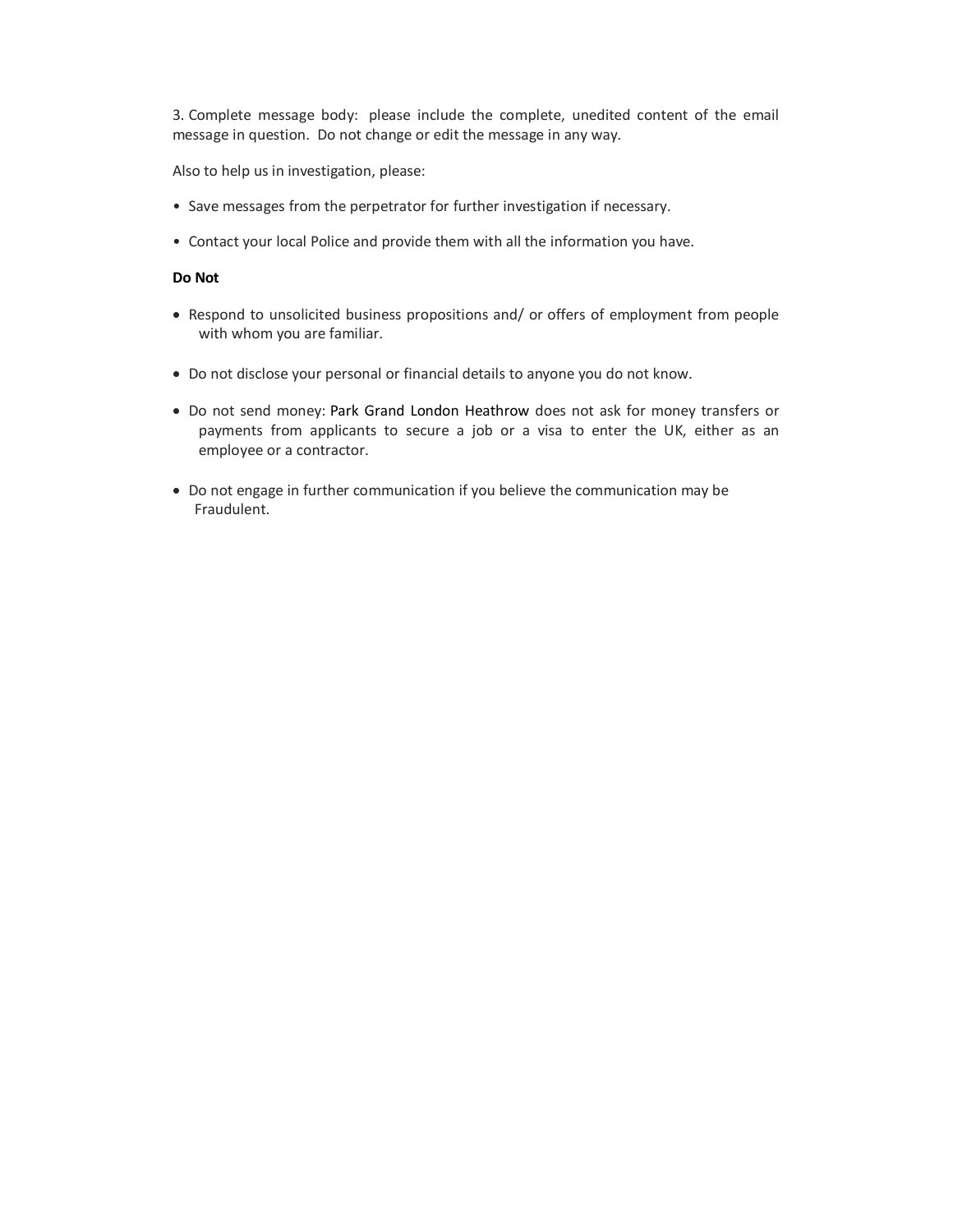3. Complete message body: please include the complete, unedited content of the email message in question. Do not change or edit the message in any way.

Also to help us in investigation, please:

- Save messages from the perpetrator for further investigation if necessary.
- Contact your local Police and provide them with all the information you have.

**Do Not**

- Respond to unsolicited business propositions and/ or offers of employment from people with whom you are familiar.
- Do not disclose your personal or financial details to anyone you do not know.
- Do not send money: Park Grand London Heathrow does not ask for money transfers or payments from applicants to secure a job or a visa to enter the UK, either as an employee or a contractor.
- Do not engage in further communication if you believe the communication may be Fraudulent.